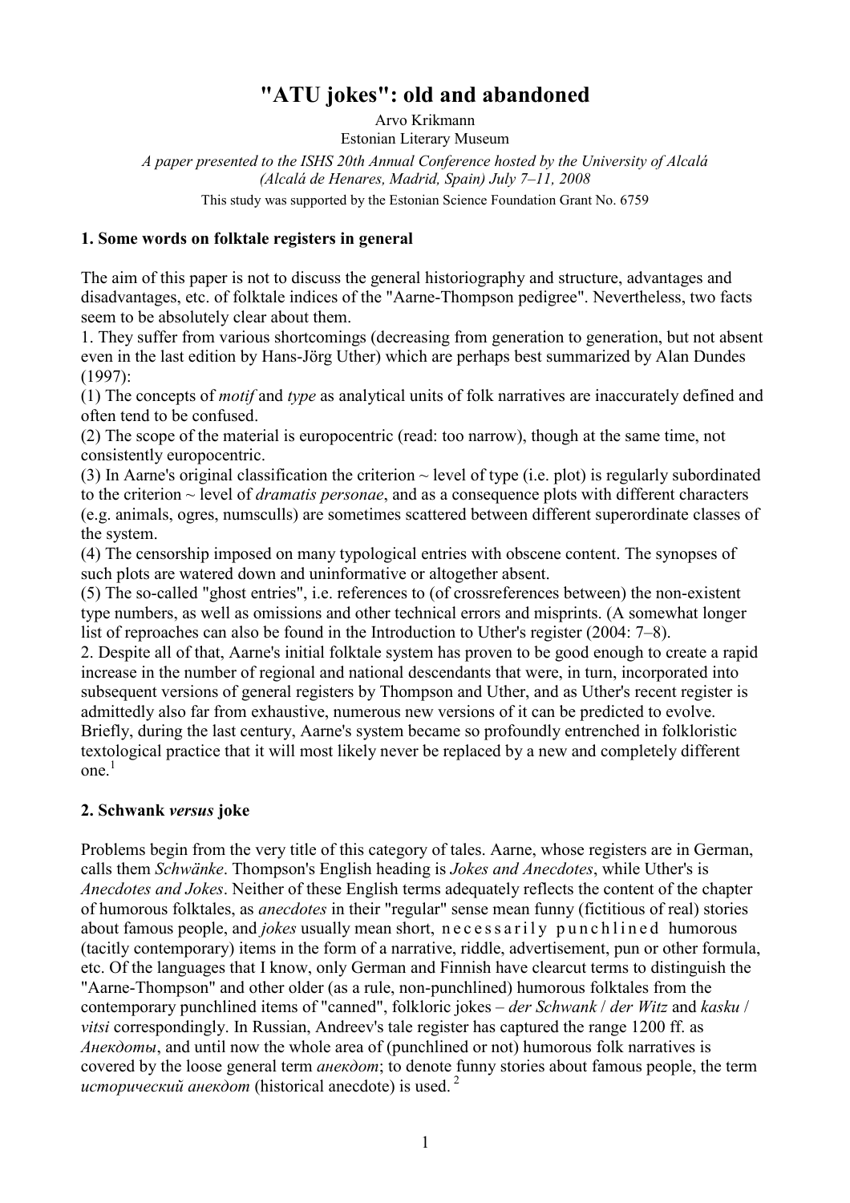# "ATU jokes": old and abandoned

Arvo Krikmann

Estonian Literary Museum

*A paper presented to the ISHS 20th Annual Conference hosted by the University of Alcalá (Alcalá de Henares, Madrid, Spain) July 7–11, 2008*

This study was supported by the Estonian Science Foundation Grant No. 6759

## 1. Some words on folktale registers in general

The aim of this paper is not to discuss the general historiography and structure, advantages and disadvantages, etc. of folktale indices of the "Aarne-Thompson pedigree". Nevertheless, two facts seem to be absolutely clear about them.

1. They suffer from various shortcomings (decreasing from generation to generation, but not absent even in the last edition by Hans-Jörg Uther) which are perhaps best summarized by Alan Dundes (1997):

(1) The concepts of *motif* and *type* as analytical units of folk narratives are inaccurately defined and often tend to be confused.

(2) The scope of the material is europocentric (read: too narrow), though at the same time, not consistently europocentric.

(3) In Aarne's original classification the criterion ~ level of type (i.e. plot) is regularly subordinated to the criterion ~ level of *dramatis personae*, and as a consequence plots with different characters (e.g. animals, ogres, numsculls) are sometimes scattered between different superordinate classes of the system.

(4) The censorship imposed on many typological entries with obscene content. The synopses of such plots are watered down and uninformative or altogether absent.

(5) The so-called "ghost entries", i.e. references to (of crossreferences between) the non-existent type numbers, as well as omissions and other technical errors and misprints. (A somewhat longer list of reproaches can also be found in the Introduction to Uther's register (2004: 7–8).

2. Despite all of that, Aarne's initial folktale system has proven to be good enough to create a rapid increase in the number of regional and national descendants that were, in turn, incorporated into subsequent versions of general registers by Thompson and Uther, and as Uther's recent register is admittedly also far from exhaustive, numerous new versions of it can be predicted to evolve. Briefly, during the last century, Aarne's system became so profoundly entrenched in folkloristic textological practice that it will most likely never be replaced by a new and completely different one.[1]

## 2. Schwank *versus* joke

Problems begin from the very title of this category of tales. Aarne, whose registers are in German, calls them *Schwänke*. Thompson's English heading is *Jokes and Anecdotes*, while Uther's is *Anecdotes and Jokes*. Neither of these English terms adequately reflects the content of the chapter of humorous folktales, as *anecdotes* in their "regular" sense mean funny (fictitious of real) stories about famous people, and *jokes* usually mean short, n e c e s s a r i l y p u n c h l i n e d humorous (tacitly contemporary) items in the form of a narrative, riddle, advertisement, pun or other formula, etc. Of the languages that I know, only German and Finnish have clearcut terms to distinguish the "Aarne-Thompson" and other older (as a rule, non-punchlined) humorous folktales from the contemporary punchlined items of "canned", folkloric jokes – *der Schwank* / *der Witz* and *kasku* / *vitsi* correspondingly. In Russian, Andreev's tale register has captured the range 1200 ff. as *Анекдоты*, and until now the whole area of (punchlined or not) humorous folk narratives is covered by the loose general term *анекдот*; to denote funny stories about famous people, the term *исторический анекдот* (historical anecdote) is used.[2]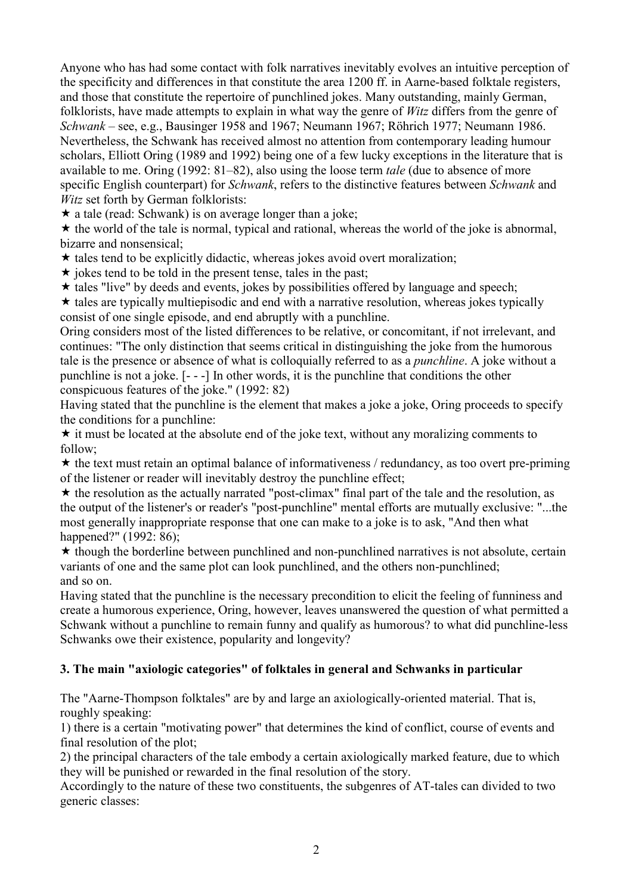Anyone who has had some contact with folk narratives inevitably evolves an intuitive perception of the specificity and differences in that constitute the area 1200 ff. in Aarne-based folktale registers, and those that constitute the repertoire of punchlined jokes. Many outstanding, mainly German, folklorists, have made attempts to explain in what way the genre of *Witz* differs from the genre of *Schwank* – see, e.g., Bausinger 1958 and 1967; Neumann 1967; Röhrich 1977; Neumann 1986. Nevertheless, the Schwank has received almost no attention from contemporary leading humour scholars, Elliott Oring (1989 and 1992) being one of a few lucky exceptions in the literature that is available to me. Oring (1992: 81–82), also using the loose term *tale* (due to absence of more specific English counterpart) for *Schwank*, refers to the distinctive features between *Schwank* and *Witz* set forth by German folklorists:

★ a tale (read: Schwank) is on average longer than a joke;
★ the world of the tale is normal, typical and rational, whereas the world of the joke is abnormal, bizarre and nonsensical;
★ tales tend to be explicitly didactic, whereas jokes avoid overt moralization;
★ jokes tend to be told in the present tense, tales in the past;
★ tales "live" by deeds and events, jokes by possibilities offered by language and speech;
★ tales are typically multiepisodic and end with a narrative resolution, whereas jokes typically consist of one single episode, and end abruptly with a punchline.

Oring considers most of the listed differences to be relative, or concomitant, if not irrelevant, and continues: "The only distinction that seems critical in distinguishing the joke from the humorous tale is the presence or absence of what is colloquially referred to as a *punchline*. A joke without a punchline is not a joke. [- - -] In other words, it is the punchline that conditions the other conspicuous features of the joke." (1992: 82)

Having stated that the punchline is the element that makes a joke a joke, Oring proceeds to specify the conditions for a punchline:

★ it must be located at the absolute end of the joke text, without any moralizing comments to follow;
★ the text must retain an optimal balance of informativeness / redundancy, as too overt pre-priming of the listener or reader will inevitably destroy the punchline effect;
★ the resolution as the actually narrated "post-climax" final part of the tale and the resolution, as the output of the listener's or reader's "post-punchline" mental efforts are mutually exclusive: "...the most generally inappropriate response that one can make to a joke is to ask, "And then what happened?" (1992: 86);
★ though the borderline between punchlined and non-punchlined narratives is not absolute, certain variants of one and the same plot can look punchlined, and the others non-punchlined;
and so on.

Having stated that the punchline is the necessary precondition to elicit the feeling of funniness and create a humorous experience, Oring, however, leaves unanswered the question of what permitted a Schwank without a punchline to remain funny and qualify as humorous? to what did punchline-less Schwanks owe their existence, popularity and longevity?

### 3. The main "axiologic categories" of folktales in general and Schwanks in particular

The "Aarne-Thompson folktales" are by and large an axiologically-oriented material. That is, roughly speaking:

1) there is a certain "motivating power" that determines the kind of conflict, course of events and final resolution of the plot;
2) the principal characters of the tale embody a certain axiologically marked feature, due to which they will be punished or rewarded in the final resolution of the story.

Accordingly to the nature of these two constituents, the subgenres of AT-tales can divided to two generic classes: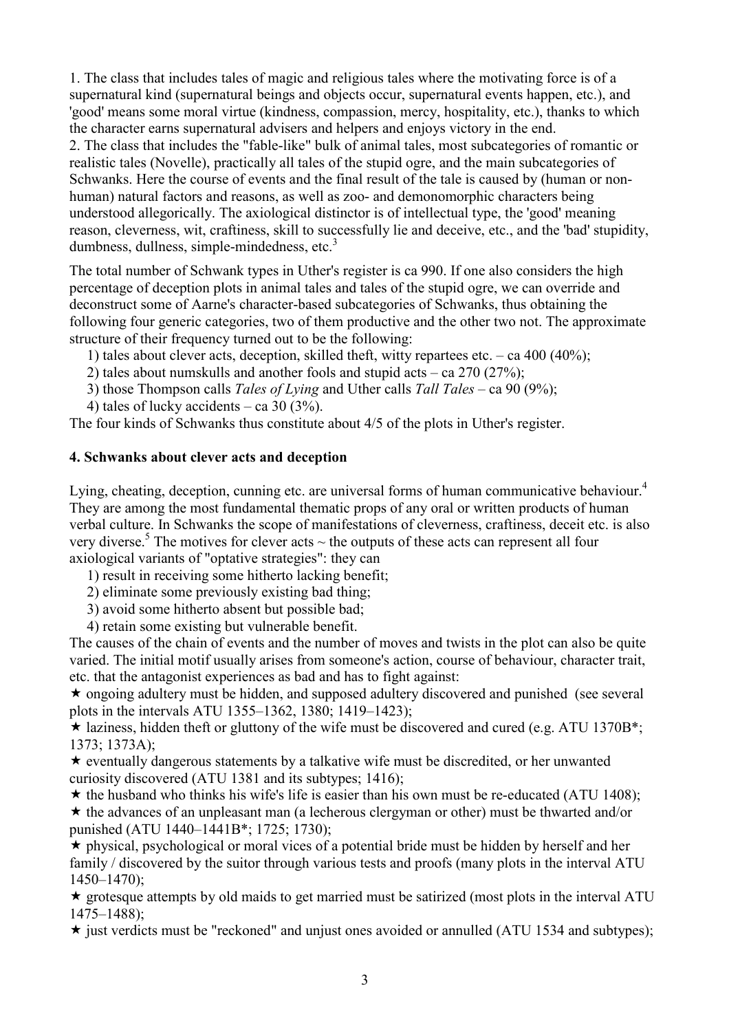1. The class that includes tales of magic and religious tales where the motivating force is of a supernatural kind (supernatural beings and objects occur, supernatural events happen, etc.), and 'good' means some moral virtue (kindness, compassion, mercy, hospitality, etc.), thanks to which the character earns supernatural advisers and helpers and enjoys victory in the end.
2. The class that includes the "fable-like" bulk of animal tales, most subcategories of romantic or realistic tales (Novelle), practically all tales of the stupid ogre, and the main subcategories of Schwanks. Here the course of events and the final result of the tale is caused by (human or non-human) natural factors and reasons, as well as zoo- and demonomorphic characters being understood allegorically. The axiological distinctor is of intellectual type, the 'good' meaning reason, cleverness, wit, craftiness, skill to successfully lie and deceive, etc., and the 'bad' stupidity, dumbness, dullness, simple-mindedness, etc.[3]

The total number of Schwank types in Uther's register is ca 990. If one also considers the high percentage of deception plots in animal tales and tales of the stupid ogre, we can override and deconstruct some of Aarne's character-based subcategories of Schwanks, thus obtaining the following four generic categories, two of them productive and the other two not. The approximate structure of their frequency turned out to be the following:

1) tales about clever acts, deception, skilled theft, witty repartees etc. – ca 400 (40%);
2) tales about numskulls and another fools and stupid acts – ca 270 (27%);
3) those Thompson calls *Tales of Lying* and Uther calls *Tall Tales* – ca 90 (9%);
4) tales of lucky accidents – ca 30 (3%).

The four kinds of Schwanks thus constitute about 4/5 of the plots in Uther's register.

## 4. Schwanks about clever acts and deception

Lying, cheating, deception, cunning etc. are universal forms of human communicative behaviour.[4] They are among the most fundamental thematic props of any oral or written products of human verbal culture. In Schwanks the scope of manifestations of cleverness, craftiness, deceit etc. is also very diverse.[5] The motives for clever acts ~ the outputs of these acts can represent all four axiological variants of "optative strategies": they can

1) result in receiving some hitherto lacking benefit;
2) eliminate some previously existing bad thing;
3) avoid some hitherto absent but possible bad;
4) retain some existing but vulnerable benefit.

The causes of the chain of events and the number of moves and twists in the plot can also be quite varied. The initial motif usually arises from someone's action, course of behaviour, character trait, etc. that the antagonist experiences as bad and has to fight against:

★ ongoing adultery must be hidden, and supposed adultery discovered and punished (see several plots in the intervals ATU 1355–1362, 1380; 1419–1423);
★ laziness, hidden theft or gluttony of the wife must be discovered and cured (e.g. ATU 1370B*; 1373; 1373A);
★ eventually dangerous statements by a talkative wife must be discredited, or her unwanted curiosity discovered (ATU 1381 and its subtypes; 1416);
★ the husband who thinks his wife's life is easier than his own must be re-educated (ATU 1408);
★ the advances of an unpleasant man (a lecherous clergyman or other) must be thwarted and/or punished (ATU 1440–1441B*; 1725; 1730);
★ physical, psychological or moral vices of a potential bride must be hidden by herself and her family / discovered by the suitor through various tests and proofs (many plots in the interval ATU 1450–1470);
★ grotesque attempts by old maids to get married must be satirized (most plots in the interval ATU 1475–1488);
★ just verdicts must be "reckoned" and unjust ones avoided or annulled (ATU 1534 and subtypes);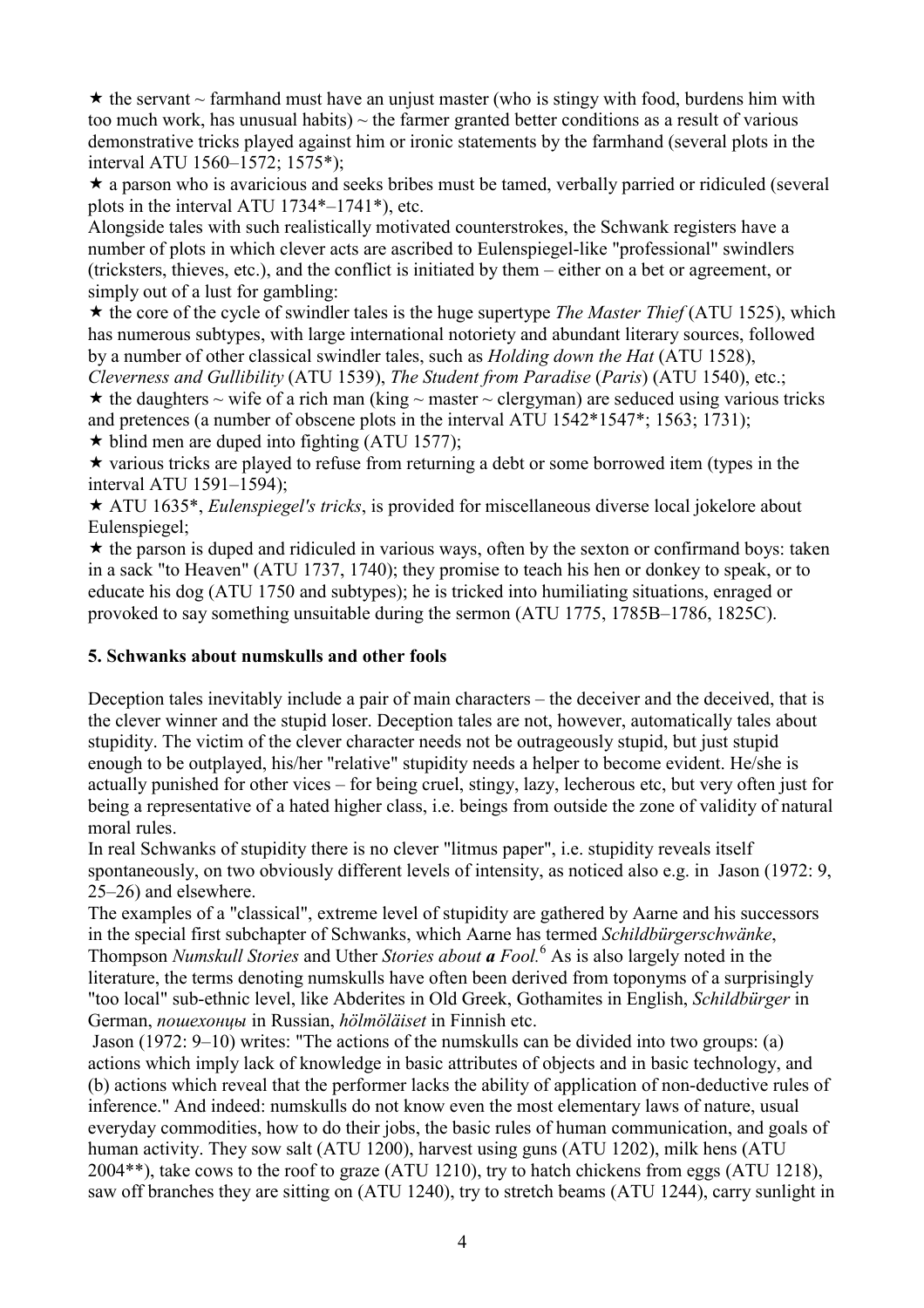★ the servant ~ farmhand must have an unjust master (who is stingy with food, burdens him with too much work, has unusual habits) ~ the farmer granted better conditions as a result of various demonstrative tricks played against him or ironic statements by the farmhand (several plots in the interval ATU 1560–1572; 1575*);

★ a parson who is avaricious and seeks bribes must be tamed, verbally parried or ridiculed (several plots in the interval ATU 1734*–1741*), etc.

Alongside tales with such realistically motivated counterstrokes, the Schwank registers have a number of plots in which clever acts are ascribed to Eulenspiegel-like "professional" swindlers (tricksters, thieves, etc.), and the conflict is initiated by them – either on a bet or agreement, or simply out of a lust for gambling:

★ the core of the cycle of swindler tales is the huge supertype *The Master Thief* (ATU 1525), which has numerous subtypes, with large international notoriety and abundant literary sources, followed by a number of other classical swindler tales, such as *Holding down the Hat* (ATU 1528), *Cleverness and Gullibility* (ATU 1539), *The Student from Paradise* (*Paris*) (ATU 1540), etc.;

★ the daughters ~ wife of a rich man (king ~ master ~ clergyman) are seduced using various tricks and pretences (a number of obscene plots in the interval ATU 1542*1547*; 1563; 1731);

★ blind men are duped into fighting (ATU 1577);

★ various tricks are played to refuse from returning a debt or some borrowed item (types in the interval ATU 1591–1594);

★ ATU 1635*, *Eulenspiegel's tricks*, is provided for miscellaneous diverse local jokelore about Eulenspiegel;

★ the parson is duped and ridiculed in various ways, often by the sexton or confirmand boys: taken in a sack "to Heaven" (ATU 1737, 1740); they promise to teach his hen or donkey to speak, or to educate his dog (ATU 1750 and subtypes); he is tricked into humiliating situations, enraged or provoked to say something unsuitable during the sermon (ATU 1775, 1785B–1786, 1825C).

## 5. Schwanks about numskulls and other fools

Deception tales inevitably include a pair of main characters – the deceiver and the deceived, that is the clever winner and the stupid loser. Deception tales are not, however, automatically tales about stupidity. The victim of the clever character needs not be outrageously stupid, but just stupid enough to be outplayed, his/her "relative" stupidity needs a helper to become evident. He/she is actually punished for other vices – for being cruel, stingy, lazy, lecherous etc, but very often just for being a representative of a hated higher class, i.e. beings from outside the zone of validity of natural moral rules.

In real Schwanks of stupidity there is no clever "litmus paper", i.e. stupidity reveals itself spontaneously, on two obviously different levels of intensity, as noticed also e.g. in Jason (1972: 9, 25–26) and elsewhere.

The examples of a "classical", extreme level of stupidity are gathered by Aarne and his successors in the special first subchapter of Schwanks, which Aarne has termed *Schildbürgerschwänke*, Thompson *Numskull Stories* and Uther *Stories about **a** Fool.*[6] As is also largely noted in the literature, the terms denoting numskulls have often been derived from toponyms of a surprisingly "too local" sub-ethnic level, like Abderites in Old Greek, Gothamites in English, *Schildbürger* in German, *пошехонцы* in Russian, *hölmöläiset* in Finnish etc.

Jason (1972: 9–10) writes: "The actions of the numskulls can be divided into two groups: (a) actions which imply lack of knowledge in basic attributes of objects and in basic technology, and (b) actions which reveal that the performer lacks the ability of application of non-deductive rules of inference." And indeed: numskulls do not know even the most elementary laws of nature, usual everyday commodities, how to do their jobs, the basic rules of human communication, and goals of human activity. They sow salt (ATU 1200), harvest using guns (ATU 1202), milk hens (ATU 2004**), take cows to the roof to graze (ATU 1210), try to hatch chickens from eggs (ATU 1218), saw off branches they are sitting on (ATU 1240), try to stretch beams (ATU 1244), carry sunlight in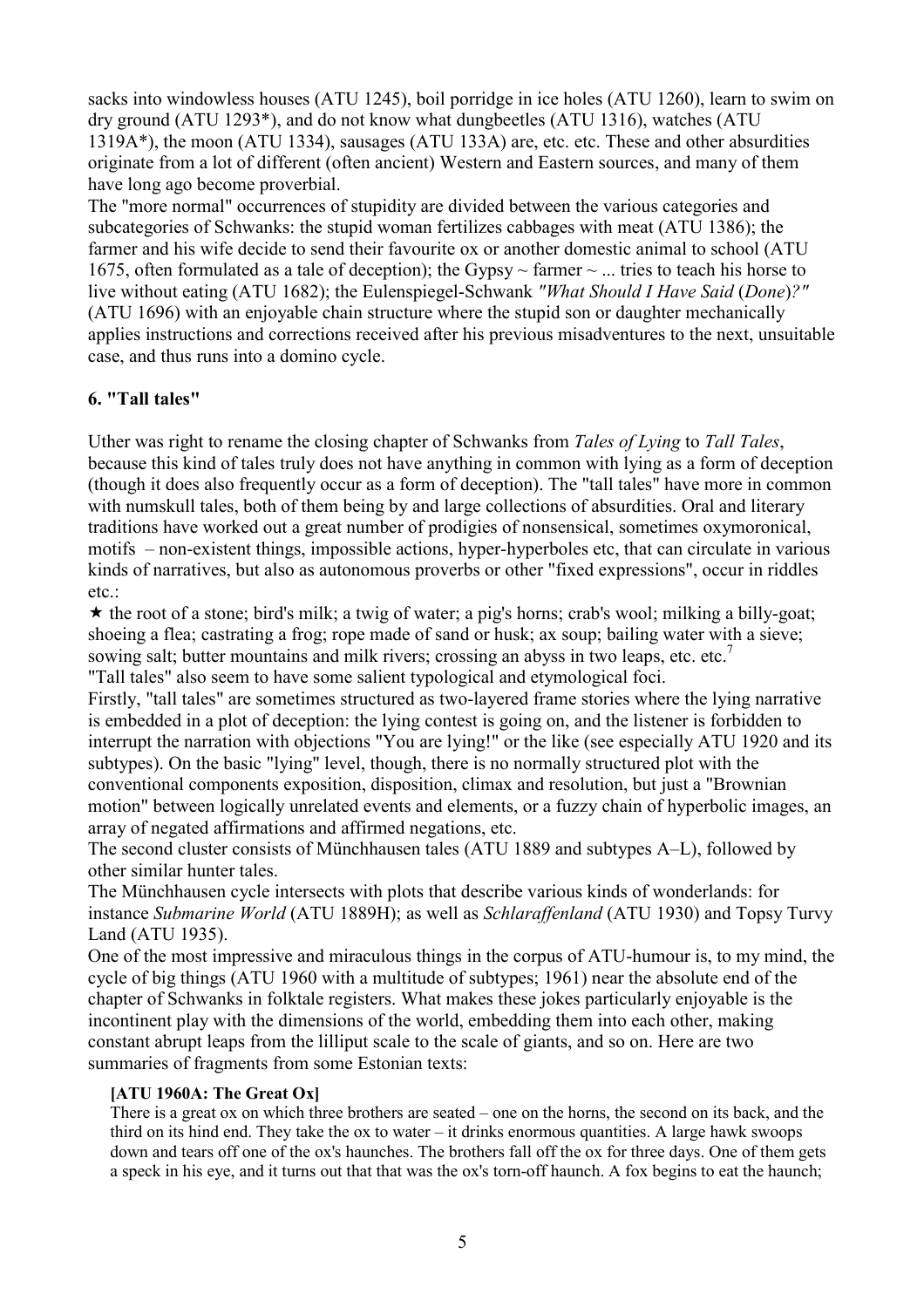sacks into windowless houses (ATU 1245), boil porridge in ice holes (ATU 1260), learn to swim on dry ground (ATU 1293*), and do not know what dungbeetles (ATU 1316), watches (ATU 1319A*), the moon (ATU 1334), sausages (ATU 133A) are, etc. etc. These and other absurdities originate from a lot of different (often ancient) Western and Eastern sources, and many of them have long ago become proverbial.

The "more normal" occurrences of stupidity are divided between the various categories and subcategories of Schwanks: the stupid woman fertilizes cabbages with meat (ATU 1386); the farmer and his wife decide to send their favourite ox or another domestic animal to school (ATU 1675, often formulated as a tale of deception); the Gypsy ~ farmer ~ ... tries to teach his horse to live without eating (ATU 1682); the Eulenspiegel-Schwank *"What Should I Have Said* (*Done*)*?"* (ATU 1696) with an enjoyable chain structure where the stupid son or daughter mechanically applies instructions and corrections received after his previous misadventures to the next, unsuitable case, and thus runs into a domino cycle.

## 6. "Tall tales"

Uther was right to rename the closing chapter of Schwanks from *Tales of Lying* to *Tall Tales*, because this kind of tales truly does not have anything in common with lying as a form of deception (though it does also frequently occur as a form of deception). The "tall tales" have more in common with numskull tales, both of them being by and large collections of absurdities. Oral and literary traditions have worked out a great number of prodigies of nonsensical, sometimes oxymoronical, motifs – non-existent things, impossible actions, hyper-hyperboles etc, that can circulate in various kinds of narratives, but also as autonomous proverbs or other "fixed expressions", occur in riddles etc.:

★ the root of a stone; bird's milk; a twig of water; a pig's horns; crab's wool; milking a billy-goat; shoeing a flea; castrating a frog; rope made of sand or husk; ax soup; bailing water with a sieve; sowing salt; butter mountains and milk rivers; crossing an abyss in two leaps, etc. etc.[7]

"Tall tales" also seem to have some salient typological and etymological foci.

Firstly, "tall tales" are sometimes structured as two-layered frame stories where the lying narrative is embedded in a plot of deception: the lying contest is going on, and the listener is forbidden to interrupt the narration with objections "You are lying!" or the like (see especially ATU 1920 and its subtypes). On the basic "lying" level, though, there is no normally structured plot with the conventional components exposition, disposition, climax and resolution, but just a "Brownian motion" between logically unrelated events and elements, or a fuzzy chain of hyperbolic images, an array of negated affirmations and affirmed negations, etc.

The second cluster consists of Münchhausen tales (ATU 1889 and subtypes A–L), followed by other similar hunter tales.

The Münchhausen cycle intersects with plots that describe various kinds of wonderlands: for instance *Submarine World* (ATU 1889H); as well as *Schlaraffenland* (ATU 1930) and Topsy Turvy Land (ATU 1935).

One of the most impressive and miraculous things in the corpus of ATU-humour is, to my mind, the cycle of big things (ATU 1960 with a multitude of subtypes; 1961) near the absolute end of the chapter of Schwanks in folktale registers. What makes these jokes particularly enjoyable is the incontinent play with the dimensions of the world, embedding them into each other, making constant abrupt leaps from the lilliput scale to the scale of giants, and so on. Here are two summaries of fragments from some Estonian texts:

> **[ATU 1960A: The Great Ox]**
> There is a great ox on which three brothers are seated – one on the horns, the second on its back, and the third on its hind end. They take the ox to water – it drinks enormous quantities. A large hawk swoops down and tears off one of the ox's haunches. The brothers fall off the ox for three days. One of them gets a speck in his eye, and it turns out that that was the ox's torn-off haunch. A fox begins to eat the haunch;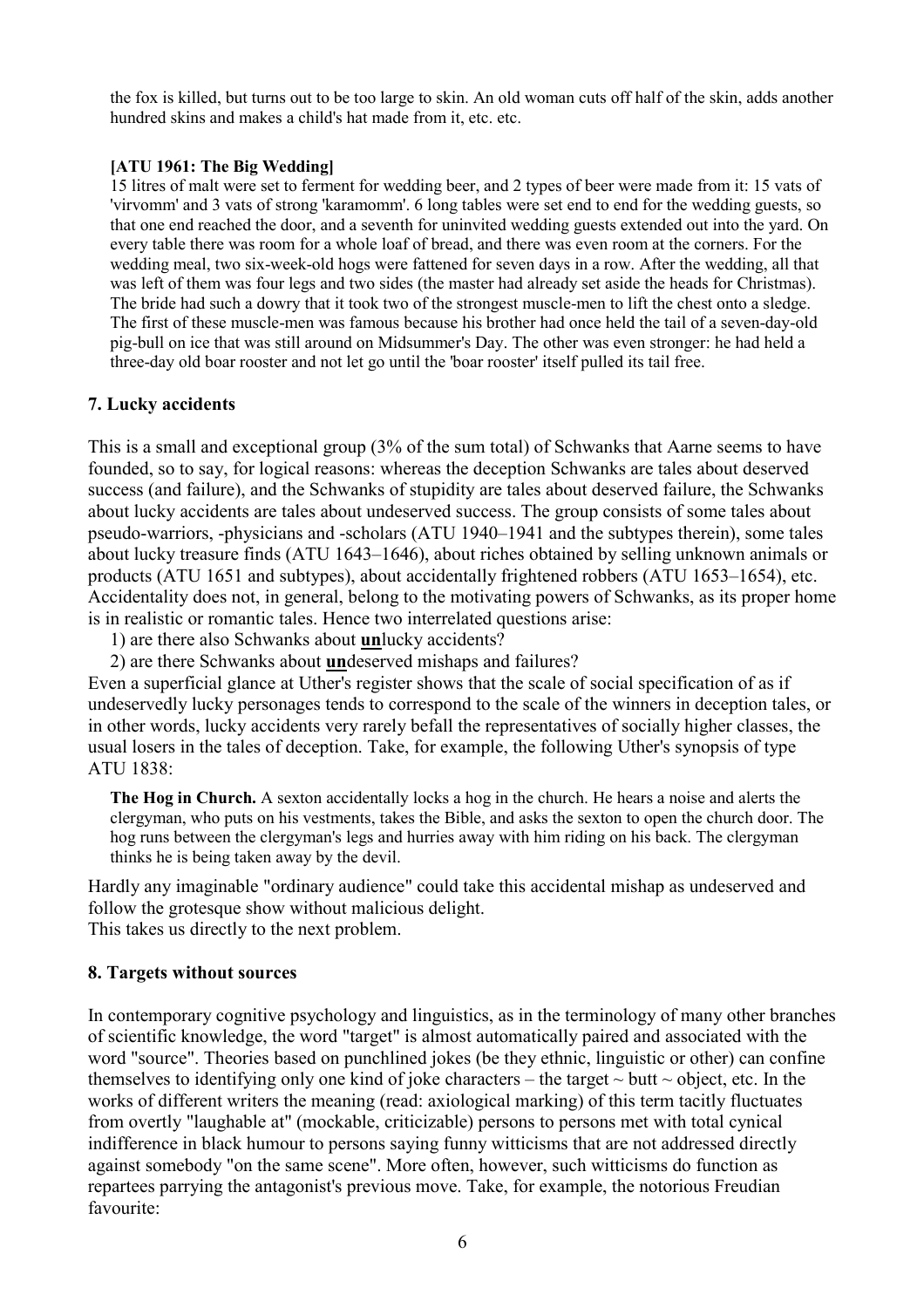the fox is killed, but turns out to be too large to skin. An old woman cuts off half of the skin, adds another hundred skins and makes a child's hat made from it, etc. etc.

**[ATU 1961: The Big Wedding]**

15 litres of malt were set to ferment for wedding beer, and 2 types of beer were made from it: 15 vats of 'virvomm' and 3 vats of strong 'karamomm'. 6 long tables were set end to end for the wedding guests, so that one end reached the door, and a seventh for uninvited wedding guests extended out into the yard. On every table there was room for a whole loaf of bread, and there was even room at the corners. For the wedding meal, two six-week-old hogs were fattened for seven days in a row. After the wedding, all that was left of them was four legs and two sides (the master had already set aside the heads for Christmas). The bride had such a dowry that it took two of the strongest muscle-men to lift the chest onto a sledge. The first of these muscle-men was famous because his brother had once held the tail of a seven-day-old pig-bull on ice that was still around on Midsummer's Day. The other was even stronger: he had held a three-day old boar rooster and not let go until the 'boar rooster' itself pulled its tail free.

## 7. Lucky accidents

This is a small and exceptional group (3% of the sum total) of Schwanks that Aarne seems to have founded, so to say, for logical reasons: whereas the deception Schwanks are tales about deserved success (and failure), and the Schwanks of stupidity are tales about deserved failure, the Schwanks about lucky accidents are tales about undeserved success. The group consists of some tales about pseudo-warriors, -physicians and -scholars (ATU 1940–1941 and the subtypes therein), some tales about lucky treasure finds (ATU 1643–1646), about riches obtained by selling unknown animals or products (ATU 1651 and subtypes), about accidentally frightened robbers (ATU 1653–1654), etc. Accidentality does not, in general, belong to the motivating powers of Schwanks, as its proper home is in realistic or romantic tales. Hence two interrelated questions arise:

1) are there also Schwanks about **un**lucky accidents?
2) are there Schwanks about **un**deserved mishaps and failures?

Even a superficial glance at Uther's register shows that the scale of social specification of as if undeservedly lucky personages tends to correspond to the scale of the winners in deception tales, or in other words, lucky accidents very rarely befall the representatives of socially higher classes, the usual losers in the tales of deception. Take, for example, the following Uther's synopsis of type ATU 1838:

**The Hog in Church.** A sexton accidentally locks a hog in the church. He hears a noise and alerts the clergyman, who puts on his vestments, takes the Bible, and asks the sexton to open the church door. The hog runs between the clergyman's legs and hurries away with him riding on his back. The clergyman thinks he is being taken away by the devil.

Hardly any imaginable "ordinary audience" could take this accidental mishap as undeserved and follow the grotesque show without malicious delight.
This takes us directly to the next problem.

## 8. Targets without sources

In contemporary cognitive psychology and linguistics, as in the terminology of many other branches of scientific knowledge, the word "target" is almost automatically paired and associated with the word "source". Theories based on punchlined jokes (be they ethnic, linguistic or other) can confine themselves to identifying only one kind of joke characters – the target ~ butt ~ object, etc. In the works of different writers the meaning (read: axiological marking) of this term tacitly fluctuates from overtly "laughable at" (mockable, criticizable) persons to persons met with total cynical indifference in black humour to persons saying funny witticisms that are not addressed directly against somebody "on the same scene". More often, however, such witticisms do function as repartees parrying the antagonist's previous move. Take, for example, the notorious Freudian favourite: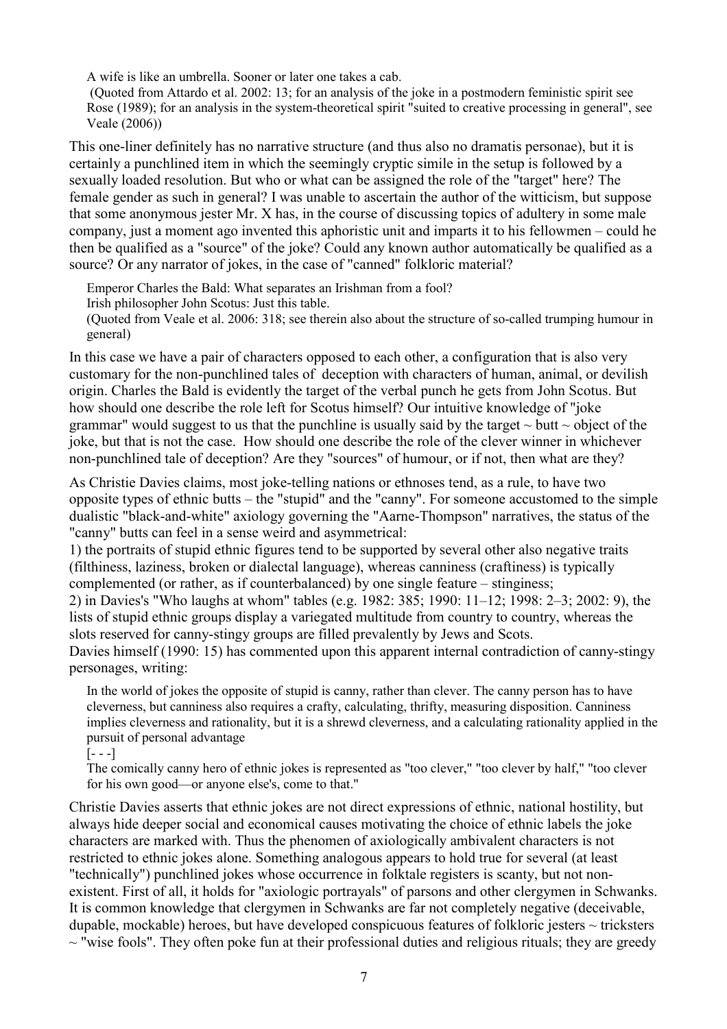> A wife is like an umbrella. Sooner or later one takes a cab.
> (Quoted from Attardo et al. 2002: 13; for an analysis of the joke in a postmodern feministic spirit see Rose (1989); for an analysis in the system-theoretical spirit "suited to creative processing in general", see Veale (2006))

This one-liner definitely has no narrative structure (and thus also no dramatis personae), but it is certainly a punchlined item in which the seemingly cryptic simile in the setup is followed by a sexually loaded resolution. But who or what can be assigned the role of the "target" here? The female gender as such in general? I was unable to ascertain the author of the witticism, but suppose that some anonymous jester Mr. X has, in the course of discussing topics of adultery in some male company, just a moment ago invented this aphoristic unit and imparts it to his fellowmen – could he then be qualified as a "source" of the joke? Could any known author automatically be qualified as a source? Or any narrator of jokes, in the case of "canned" folkloric material?

> Emperor Charles the Bald: What separates an Irishman from a fool?
> Irish philosopher John Scotus: Just this table.
> (Quoted from Veale et al. 2006: 318; see therein also about the structure of so-called trumping humour in general)

In this case we have a pair of characters opposed to each other, a configuration that is also very customary for the non-punchlined tales of deception with characters of human, animal, or devilish origin. Charles the Bald is evidently the target of the verbal punch he gets from John Scotus. But how should one describe the role left for Scotus himself? Our intuitive knowledge of "joke grammar" would suggest to us that the punchline is usually said by the target ~ butt ~ object of the joke, but that is not the case. How should one describe the role of the clever winner in whichever non-punchlined tale of deception? Are they "sources" of humour, or if not, then what are they?

As Christie Davies claims, most joke-telling nations or ethnoses tend, as a rule, to have two opposite types of ethnic butts – the "stupid" and the "canny". For someone accustomed to the simple dualistic "black-and-white" axiology governing the "Aarne-Thompson" narratives, the status of the "canny" butts can feel in a sense weird and asymmetrical:

1) the portraits of stupid ethnic figures tend to be supported by several other also negative traits (filthiness, laziness, broken or dialectal language), whereas canniness (craftiness) is typically complemented (or rather, as if counterbalanced) by one single feature – stinginess;
2) in Davies's "Who laughs at whom" tables (e.g. 1982: 385; 1990: 11–12; 1998: 2–3; 2002: 9), the lists of stupid ethnic groups display a variegated multitude from country to country, whereas the slots reserved for canny-stingy groups are filled prevalently by Jews and Scots.

Davies himself (1990: 15) has commented upon this apparent internal contradiction of canny-stingy personages, writing:

> In the world of jokes the opposite of stupid is canny, rather than clever. The canny person has to have cleverness, but canniness also requires a crafty, calculating, thrifty, measuring disposition. Canniness implies cleverness and rationality, but it is a shrewd cleverness, and a calculating rationality applied in the pursuit of personal advantage
> [- - -]
> The comically canny hero of ethnic jokes is represented as "too clever," "too clever by half," "too clever for his own good—or anyone else's, come to that."

Christie Davies asserts that ethnic jokes are not direct expressions of ethnic, national hostility, but always hide deeper social and economical causes motivating the choice of ethnic labels the joke characters are marked with. Thus the phenomen of axiologically ambivalent characters is not restricted to ethnic jokes alone. Something analogous appears to hold true for several (at least "technically") punchlined jokes whose occurrence in folktale registers is scanty, but not non-existent. First of all, it holds for "axiologic portrayals" of parsons and other clergymen in Schwanks. It is common knowledge that clergymen in Schwanks are far not completely negative (deceivable, dupable, mockable) heroes, but have developed conspicuous features of folkloric jesters ~ tricksters ~ "wise fools". They often poke fun at their professional duties and religious rituals; they are greedy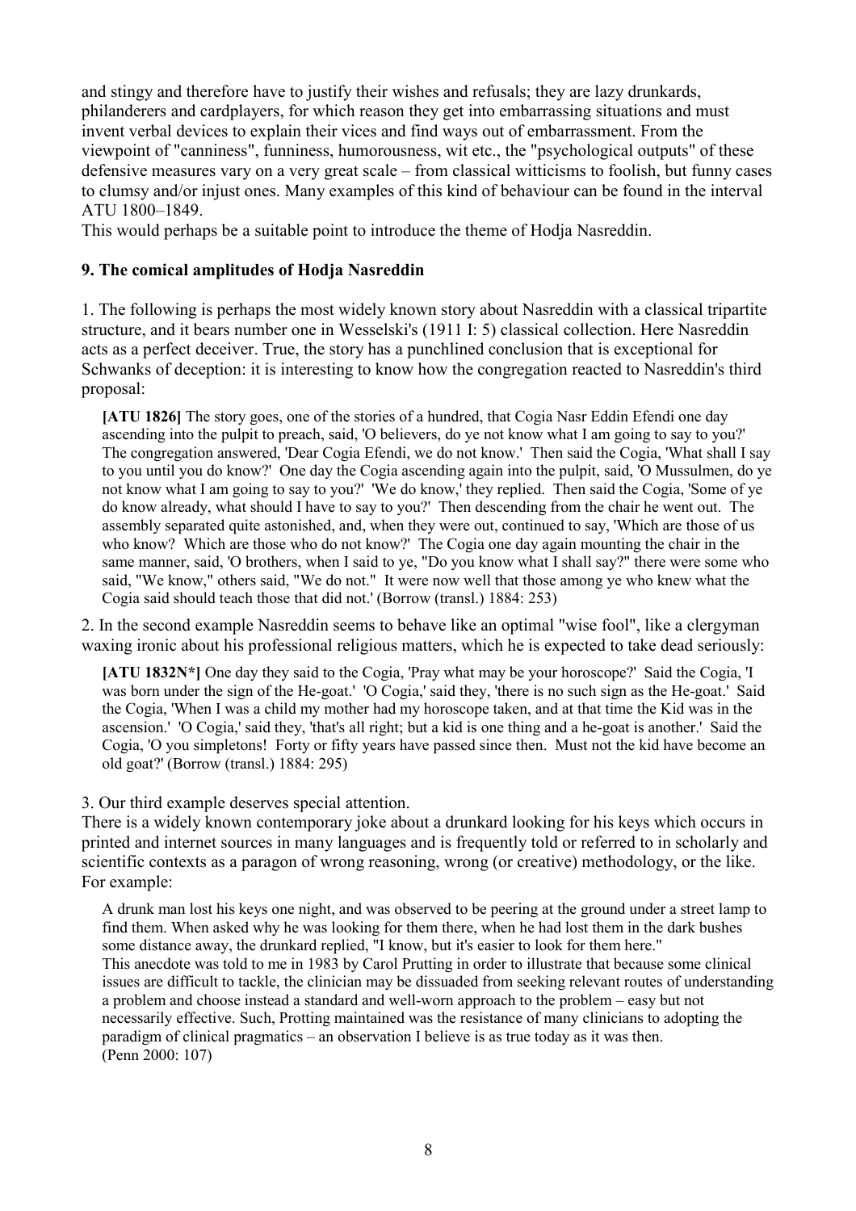and stingy and therefore have to justify their wishes and refusals; they are lazy drunkards, philanderers and cardplayers, for which reason they get into embarrassing situations and must invent verbal devices to explain their vices and find ways out of embarrassment. From the viewpoint of "canniness", funniness, humorousness, wit etc., the "psychological outputs" of these defensive measures vary on a very great scale – from classical witticisms to foolish, but funny cases to clumsy and/or injust ones. Many examples of this kind of behaviour can be found in the interval ATU 1800–1849.

This would perhaps be a suitable point to introduce the theme of Hodja Nasreddin.

### 9. The comical amplitudes of Hodja Nasreddin

1. The following is perhaps the most widely known story about Nasreddin with a classical tripartite structure, and it bears number one in Wesselski's (1911 I: 5) classical collection. Here Nasreddin acts as a perfect deceiver. True, the story has a punchlined conclusion that is exceptional for Schwanks of deception: it is interesting to know how the congregation reacted to Nasreddin's third proposal:

> **[ATU 1826]** The story goes, one of the stories of a hundred, that Cogia Nasr Eddin Efendi one day ascending into the pulpit to preach, said, 'O believers, do ye not know what I am going to say to you?' The congregation answered, 'Dear Cogia Efendi, we do not know.' Then said the Cogia, 'What shall I say to you until you do know?' One day the Cogia ascending again into the pulpit, said, 'O Mussulmen, do ye not know what I am going to say to you?' 'We do know,' they replied. Then said the Cogia, 'Some of ye do know already, what should I have to say to you?' Then descending from the chair he went out. The assembly separated quite astonished, and, when they were out, continued to say, 'Which are those of us who know? Which are those who do not know?' The Cogia one day again mounting the chair in the same manner, said, 'O brothers, when I said to ye, "Do you know what I shall say?" there were some who said, "We know," others said, "We do not." It were now well that those among ye who knew what the Cogia said should teach those that did not.' (Borrow (transl.) 1884: 253)

2. In the second example Nasreddin seems to behave like an optimal "wise fool", like a clergyman waxing ironic about his professional religious matters, which he is expected to take dead seriously:

> **[ATU 1832N*]** One day they said to the Cogia, 'Pray what may be your horoscope?' Said the Cogia, 'I was born under the sign of the He-goat.' 'O Cogia,' said they, 'there is no such sign as the He-goat.' Said the Cogia, 'When I was a child my mother had my horoscope taken, and at that time the Kid was in the ascension.' 'O Cogia,' said they, 'that's all right; but a kid is one thing and a he-goat is another.' Said the Cogia, 'O you simpletons! Forty or fifty years have passed since then. Must not the kid have become an old goat?' (Borrow (transl.) 1884: 295)

3. Our third example deserves special attention.

There is a widely known contemporary joke about a drunkard looking for his keys which occurs in printed and internet sources in many languages and is frequently told or referred to in scholarly and scientific contexts as a paragon of wrong reasoning, wrong (or creative) methodology, or the like. For example:

> A drunk man lost his keys one night, and was observed to be peering at the ground under a street lamp to find them. When asked why he was looking for them there, when he had lost them in the dark bushes some distance away, the drunkard replied, "I know, but it's easier to look for them here."
> This anecdote was told to me in 1983 by Carol Prutting in order to illustrate that because some clinical issues are difficult to tackle, the clinician may be dissuaded from seeking relevant routes of understanding a problem and choose instead a standard and well-worn approach to the problem – easy but not necessarily effective. Such, Protting maintained was the resistance of many clinicians to adopting the paradigm of clinical pragmatics – an observation I believe is as true today as it was then.
> (Penn 2000: 107)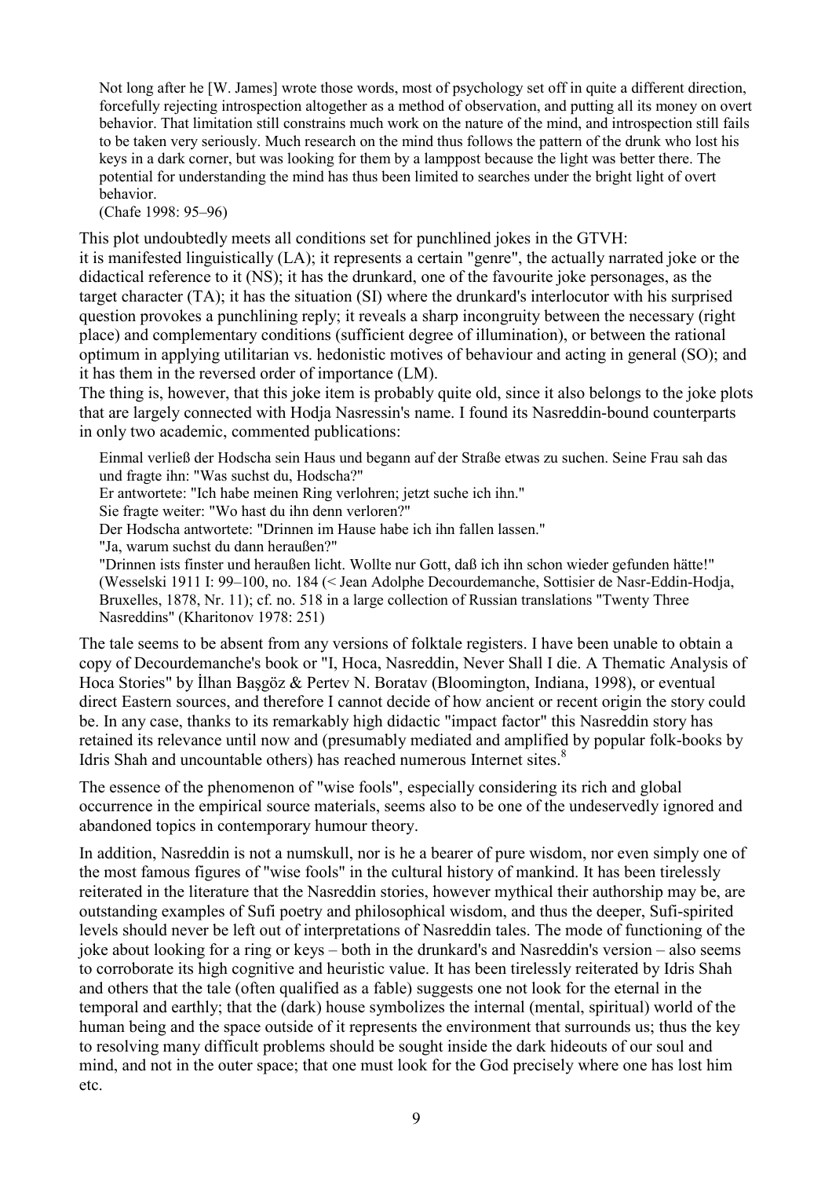> Not long after he [W. James] wrote those words, most of psychology set off in quite a different direction, forcefully rejecting introspection altogether as a method of observation, and putting all its money on overt behavior. That limitation still constrains much work on the nature of the mind, and introspection still fails to be taken very seriously. Much research on the mind thus follows the pattern of the drunk who lost his keys in a dark corner, but was looking for them by a lamppost because the light was better there. The potential for understanding the mind has thus been limited to searches under the bright light of overt behavior.
> (Chafe 1998: 95–96)

This plot undoubtedly meets all conditions set for punchlined jokes in the GTVH:
it is manifested linguistically (LA); it represents a certain "genre", the actually narrated joke or the didactical reference to it (NS); it has the drunkard, one of the favourite joke personages, as the target character (TA); it has the situation (SI) where the drunkard's interlocutor with his surprised question provokes a punchlining reply; it reveals a sharp incongruity between the necessary (right place) and complementary conditions (sufficient degree of illumination), or between the rational optimum in applying utilitarian vs. hedonistic motives of behaviour and acting in general (SO); and it has them in the reversed order of importance (LM).
The thing is, however, that this joke item is probably quite old, since it also belongs to the joke plots that are largely connected with Hodja Nasressin's name. I found its Nasreddin-bound counterparts in only two academic, commented publications:

> Einmal verließ der Hodscha sein Haus und begann auf der Straße etwas zu suchen. Seine Frau sah das und fragte ihn: "Was suchst du, Hodscha?"
> Er antwortete: "Ich habe meinen Ring verlohren; jetzt suche ich ihn."
> Sie fragte weiter: "Wo hast du ihn denn verloren?"
> Der Hodscha antwortete: "Drinnen im Hause habe ich ihn fallen lassen."
> "Ja, warum suchst du dann heraußen?"
> "Drinnen ists finster und heraußen licht. Wollte nur Gott, daß ich ihn schon wieder gefunden hätte!"
> (Wesselski 1911 I: 99–100, no. 184 (< Jean Adolphe Decourdemanche, Sottisier de Nasr-Eddin-Hodja, Bruxelles, 1878, Nr. 11); cf. no. 518 in a large collection of Russian translations "Twenty Three Nasreddins" (Kharitonov 1978: 251)

The tale seems to be absent from any versions of folktale registers. I have been unable to obtain a copy of Decourdemanche's book or "I, Hoca, Nasreddin, Never Shall I die. A Thematic Analysis of Hoca Stories" by İlhan Başgöz & Pertev N. Boratav (Bloomington, Indiana, 1998), or eventual direct Eastern sources, and therefore I cannot decide of how ancient or recent origin the story could be. In any case, thanks to its remarkably high didactic "impact factor" this Nasreddin story has retained its relevance until now and (presumably mediated and amplified by popular folk-books by Idris Shah and uncountable others) has reached numerous Internet sites.[8]

The essence of the phenomenon of "wise fools", especially considering its rich and global occurrence in the empirical source materials, seems also to be one of the undeservedly ignored and abandoned topics in contemporary humour theory.

In addition, Nasreddin is not a numskull, nor is he a bearer of pure wisdom, nor even simply one of the most famous figures of "wise fools" in the cultural history of mankind. It has been tirelessly reiterated in the literature that the Nasreddin stories, however mythical their authorship may be, are outstanding examples of Sufi poetry and philosophical wisdom, and thus the deeper, Sufi-spirited levels should never be left out of interpretations of Nasreddin tales. The mode of functioning of the joke about looking for a ring or keys – both in the drunkard's and Nasreddin's version – also seems to corroborate its high cognitive and heuristic value. It has been tirelessly reiterated by Idris Shah and others that the tale (often qualified as a fable) suggests one not look for the eternal in the temporal and earthly; that the (dark) house symbolizes the internal (mental, spiritual) world of the human being and the space outside of it represents the environment that surrounds us; thus the key to resolving many difficult problems should be sought inside the dark hideouts of our soul and mind, and not in the outer space; that one must look for the God precisely where one has lost him etc.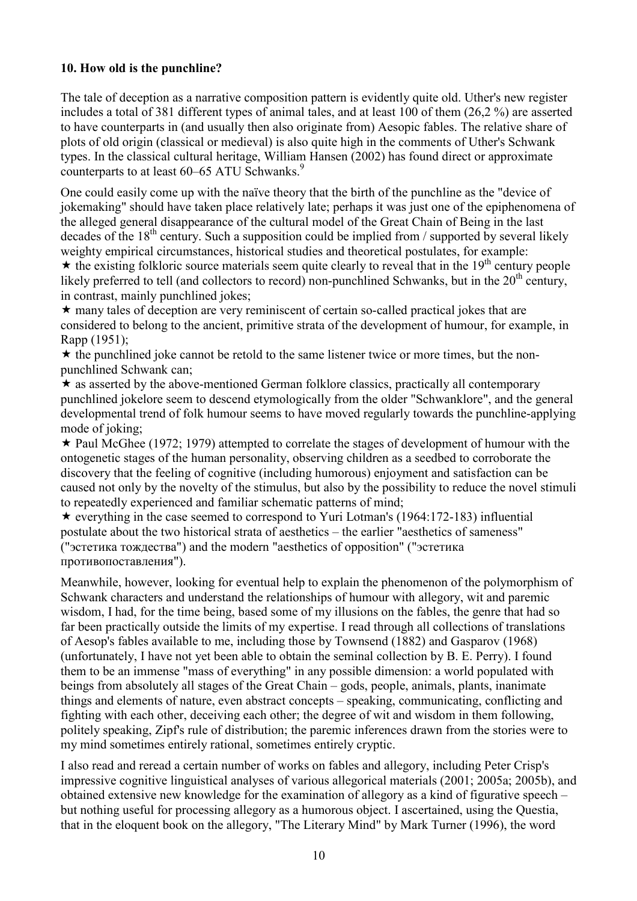### 10. How old is the punchline?

The tale of deception as a narrative composition pattern is evidently quite old. Uther's new register includes a total of 381 different types of animal tales, and at least 100 of them (26,2 %) are asserted to have counterparts in (and usually then also originate from) Aesopic fables. The relative share of plots of old origin (classical or medieval) is also quite high in the comments of Uther's Schwank types. In the classical cultural heritage, William Hansen (2002) has found direct or approximate counterparts to at least 60–65 ATU Schwanks.[9]

One could easily come up with the naïve theory that the birth of the punchline as the "device of jokemaking" should have taken place relatively late; perhaps it was just one of the epiphenomena of the alleged general disappearance of the cultural model of the Great Chain of Being in the last decades of the 18th century. Such a supposition could be implied from / supported by several likely weighty empirical circumstances, historical studies and theoretical postulates, for example:

★ the existing folkloric source materials seem quite clearly to reveal that in the 19th century people likely preferred to tell (and collectors to record) non-punchlined Schwanks, but in the 20th century, in contrast, mainly punchlined jokes;

★ many tales of deception are very reminiscent of certain so-called practical jokes that are considered to belong to the ancient, primitive strata of the development of humour, for example, in Rapp (1951);

★ the punchlined joke cannot be retold to the same listener twice or more times, but the non-punchlined Schwank can;

★ as asserted by the above-mentioned German folklore classics, practically all contemporary punchlined jokelore seem to descend etymologically from the older "Schwanklore", and the general developmental trend of folk humour seems to have moved regularly towards the punchline-applying mode of joking;

★ Paul McGhee (1972; 1979) attempted to correlate the stages of development of humour with the ontogenetic stages of the human personality, observing children as a seedbed to corroborate the discovery that the feeling of cognitive (including humorous) enjoyment and satisfaction can be caused not only by the novelty of the stimulus, but also by the possibility to reduce the novel stimuli to repeatedly experienced and familiar schematic patterns of mind;

★ everything in the case seemed to correspond to Yuri Lotman's (1964:172-183) influential postulate about the two historical strata of aesthetics – the earlier "aesthetics of sameness" ("эстетика тождества") and the modern "aesthetics of opposition" ("эстетика противопоставления").

Meanwhile, however, looking for eventual help to explain the phenomenon of the polymorphism of Schwank characters and understand the relationships of humour with allegory, wit and paremic wisdom, I had, for the time being, based some of my illusions on the fables, the genre that had so far been practically outside the limits of my expertise. I read through all collections of translations of Aesop's fables available to me, including those by Townsend (1882) and Gasparov (1968) (unfortunately, I have not yet been able to obtain the seminal collection by B. E. Perry). I found them to be an immense "mass of everything" in any possible dimension: a world populated with beings from absolutely all stages of the Great Chain – gods, people, animals, plants, inanimate things and elements of nature, even abstract concepts – speaking, communicating, conflicting and fighting with each other, deceiving each other; the degree of wit and wisdom in them following, politely speaking, Zipf's rule of distribution; the paremic inferences drawn from the stories were to my mind sometimes entirely rational, sometimes entirely cryptic.

I also read and reread a certain number of works on fables and allegory, including Peter Crisp's impressive cognitive linguistical analyses of various allegorical materials (2001; 2005a; 2005b), and obtained extensive new knowledge for the examination of allegory as a kind of figurative speech – but nothing useful for processing allegory as a humorous object. I ascertained, using the Questia, that in the eloquent book on the allegory, "The Literary Mind" by Mark Turner (1996), the word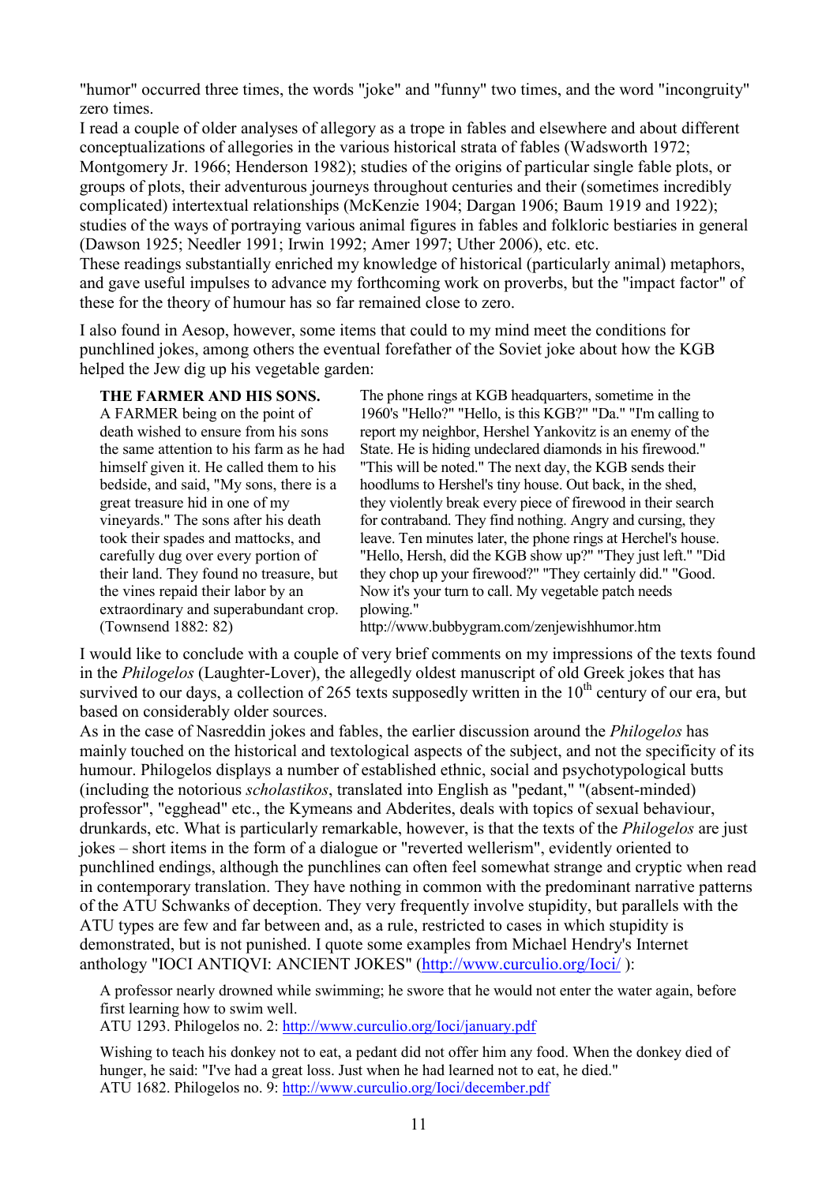"humor" occurred three times, the words "joke" and "funny" two times, and the word "incongruity" zero times.

I read a couple of older analyses of allegory as a trope in fables and elsewhere and about different conceptualizations of allegories in the various historical strata of fables (Wadsworth 1972; Montgomery Jr. 1966; Henderson 1982); studies of the origins of particular single fable plots, or groups of plots, their adventurous journeys throughout centuries and their (sometimes incredibly complicated) intertextual relationships (McKenzie 1904; Dargan 1906; Baum 1919 and 1922); studies of the ways of portraying various animal figures in fables and folkloric bestiaries in general (Dawson 1925; Needler 1991; Irwin 1992; Amer 1997; Uther 2006), etc. etc.

These readings substantially enriched my knowledge of historical (particularly animal) metaphors, and gave useful impulses to advance my forthcoming work on proverbs, but the "impact factor" of these for the theory of humour has so far remained close to zero.

I also found in Aesop, however, some items that could to my mind meet the conditions for punchlined jokes, among others the eventual forefather of the Soviet joke about how the KGB helped the Jew dig up his vegetable garden:

**THE FARMER AND HIS SONS.** A FARMER being on the point of death wished to ensure from his sons the same attention to his farm as he had himself given it. He called them to his bedside, and said, "My sons, there is a great treasure hid in one of my vineyards." The sons after his death took their spades and mattocks, and carefully dug over every portion of their land. They found no treasure, but the vines repaid their labor by an extraordinary and superabundant crop. (Townsend 1882: 82)

The phone rings at KGB headquarters, sometime in the 1960's "Hello?" "Hello, is this KGB?" "Da." "I'm calling to report my neighbor, Hershel Yankovitz is an enemy of the State. He is hiding undeclared diamonds in his firewood." "This will be noted." The next day, the KGB sends their hoodlums to Hershel's tiny house. Out back, in the shed, they violently break every piece of firewood in their search for contraband. They find nothing. Angry and cursing, they leave. Ten minutes later, the phone rings at Herchel's house. "Hello, Hersh, did the KGB show up?" "They just left." "Did they chop up your firewood?" "They certainly did." "Good. Now it's your turn to call. My vegetable patch needs plowing."
http://www.bubbygram.com/zenjewishhumor.htm

I would like to conclude with a couple of very brief comments on my impressions of the texts found in the *Philogelos* (Laughter-Lover), the allegedly oldest manuscript of old Greek jokes that has survived to our days, a collection of 265 texts supposedly written in the 10th century of our era, but based on considerably older sources.

As in the case of Nasreddin jokes and fables, the earlier discussion around the *Philogelos* has mainly touched on the historical and textological aspects of the subject, and not the specificity of its humour. Philogelos displays a number of established ethnic, social and psychotypological butts (including the notorious *scholastikos*, translated into English as "pedant," "(absent-minded) professor", "egghead" etc., the Kymeans and Abderites, deals with topics of sexual behaviour, drunkards, etc. What is particularly remarkable, however, is that the texts of the *Philogelos* are just jokes – short items in the form of a dialogue or "reverted wellerism", evidently oriented to punchlined endings, although the punchlines can often feel somewhat strange and cryptic when read in contemporary translation. They have nothing in common with the predominant narrative patterns of the ATU Schwanks of deception. They very frequently involve stupidity, but parallels with the ATU types are few and far between and, as a rule, restricted to cases in which stupidity is demonstrated, but is not punished. I quote some examples from Michael Hendry's Internet anthology "IOCI ANTIQVI: ANCIENT JOKES" (http://www.curculio.org/Ioci/ ):

> A professor nearly drowned while swimming; he swore that he would not enter the water again, before first learning how to swim well.
> ATU 1293. Philogelos no. 2: http://www.curculio.org/Ioci/january.pdf

> Wishing to teach his donkey not to eat, a pedant did not offer him any food. When the donkey died of hunger, he said: "I've had a great loss. Just when he had learned not to eat, he died."
> ATU 1682. Philogelos no. 9: http://www.curculio.org/Ioci/december.pdf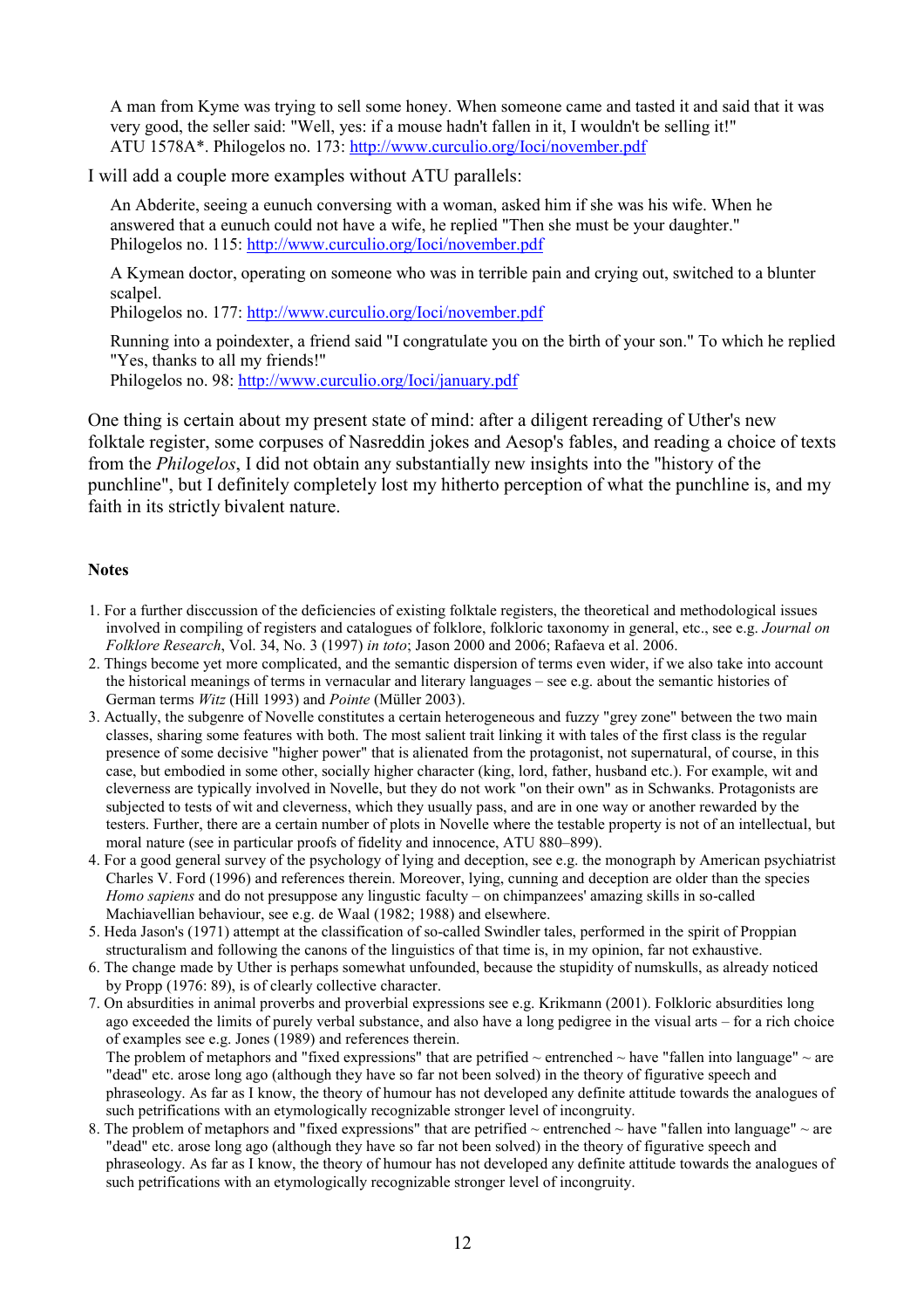> A man from Kyme was trying to sell some honey. When someone came and tasted it and said that it was very good, the seller said: "Well, yes: if a mouse hadn't fallen in it, I wouldn't be selling it!"
> ATU 1578A*. Philogelos no. 173: http://www.curculio.org/Ioci/november.pdf

I will add a couple more examples without ATU parallels:

> An Abderite, seeing a eunuch conversing with a woman, asked him if she was his wife. When he answered that a eunuch could not have a wife, he replied "Then she must be your daughter."
> Philogelos no. 115: http://www.curculio.org/Ioci/november.pdf

> A Kymean doctor, operating on someone who was in terrible pain and crying out, switched to a blunter scalpel.
> Philogelos no. 177: http://www.curculio.org/Ioci/november.pdf

> Running into a poindexter, a friend said "I congratulate you on the birth of your son." To which he replied "Yes, thanks to all my friends!"
> Philogelos no. 98: http://www.curculio.org/Ioci/january.pdf

One thing is certain about my present state of mind: after a diligent rereading of Uther's new folktale register, some corpuses of Nasreddin jokes and Aesop's fables, and reading a choice of texts from the *Philogelos*, I did not obtain any substantially new insights into the "history of the punchline", but I definitely completely lost my hitherto perception of what the punchline is, and my faith in its strictly bivalent nature.

### Notes

1. For a further disccussion of the deficiencies of existing folktale registers, the theoretical and methodological issues involved in compiling of registers and catalogues of folklore, folkloric taxonomy in general, etc., see e.g. *Journal on Folklore Research*, Vol. 34, No. 3 (1997) *in toto*; Jason 2000 and 2006; Rafaeva et al. 2006.
2. Things become yet more complicated, and the semantic dispersion of terms even wider, if we also take into account the historical meanings of terms in vernacular and literary languages – see e.g. about the semantic histories of German terms *Witz* (Hill 1993) and *Pointe* (Müller 2003).
3. Actually, the subgenre of Novelle constitutes a certain heterogeneous and fuzzy "grey zone" between the two main classes, sharing some features with both. The most salient trait linking it with tales of the first class is the regular presence of some decisive "higher power" that is alienated from the protagonist, not supernatural, of course, in this case, but embodied in some other, socially higher character (king, lord, father, husband etc.). For example, wit and cleverness are typically involved in Novelle, but they do not work "on their own" as in Schwanks. Protagonists are subjected to tests of wit and cleverness, which they usually pass, and are in one way or another rewarded by the testers. Further, there are a certain number of plots in Novelle where the testable property is not of an intellectual, but moral nature (see in particular proofs of fidelity and innocence, ATU 880–899).
4. For a good general survey of the psychology of lying and deception, see e.g. the monograph by American psychiatrist Charles V. Ford (1996) and references therein. Moreover, lying, cunning and deception are older than the species *Homo sapiens* and do not presuppose any linguistic faculty – on chimpanzees' amazing skills in so-called Machiavellian behaviour, see e.g. de Waal (1982; 1988) and elsewhere.
5. Heda Jason's (1971) attempt at the classification of so-called Swindler tales, performed in the spirit of Proppian structuralism and following the canons of the linguistics of that time is, in my opinion, far not exhaustive.
6. The change made by Uther is perhaps somewhat unfounded, because the stupidity of numskulls, as already noticed by Propp (1976: 89), is of clearly collective character.
7. On absurdities in animal proverbs and proverbial expressions see e.g. Krikmann (2001). Folkloric absurdities long ago exceeded the limits of purely verbal substance, and also have a long pedigree in the visual arts – for a rich choice of examples see e.g. Jones (1989) and references therein.
   The problem of metaphors and "fixed expressions" that are petrified ~ entrenched ~ have "fallen into language" ~ are "dead" etc. arose long ago (although they have so far not been solved) in the theory of figurative speech and phraseology. As far as I know, the theory of humour has not developed any definite attitude towards the analogues of such petrifications with an etymologically recognizable stronger level of incongruity.
8. The problem of metaphors and "fixed expressions" that are petrified ~ entrenched ~ have "fallen into language" ~ are "dead" etc. arose long ago (although they have so far not been solved) in the theory of figurative speech and phraseology. As far as I know, the theory of humour has not developed any definite attitude towards the analogues of such petrifications with an etymologically recognizable stronger level of incongruity.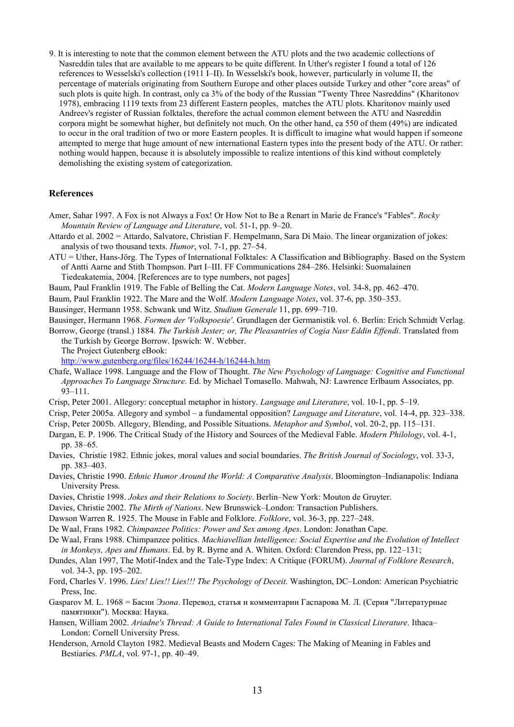9. It is interesting to note that the common element between the ATU plots and the two academic collections of Nasreddin tales that are available to me appears to be quite different. In Uther's register I found a total of 126 references to Wesselski's collection (1911 I–II). In Wesselski's book, however, particularly in volume II, the percentage of materials originating from Southern Europe and other places outside Turkey and other "core areas" of such plots is quite high. In contrast, only ca 3% of the body of the Russian "Twenty Three Nasreddins" (Kharitonov 1978), embracing 1119 texts from 23 different Eastern peoples, matches the ATU plots. Kharitonov mainly used Andreev's register of Russian folktales, therefore the actual common element between the ATU and Nasreddin corpora might be somewhat higher, but definitely not much. On the other hand, ca 550 of them (49%) are indicated to occur in the oral tradition of two or more Eastern peoples. It is difficult to imagine what would happen if someone attempted to merge that huge amount of new international Eastern types into the present body of the ATU. Or rather: nothing would happen, because it is absolutely impossible to realize intentions of this kind without completely demolishing the existing system of categorization.

## References

Amer, Sahar 1997. A Fox is not Always a Fox! Or How Not to Be a Renart in Marie de France's "Fables". *Rocky Mountain Review of Language and Literature*, vol. 51-1, pp. 9–20.

Attardo et al. 2002 = Attardo, Salvatore, Christian F. Hempelmann, Sara Di Maio. The linear organization of jokes: analysis of two thousand texts. *Humor*, vol. 7-1, pp. 27–54.

ATU = Uther, Hans-Jörg. The Types of International Folktales: A Classification and Bibliography. Based on the System of Antti Aarne and Stith Thompson. Part I–III. FF Communications 284–286. Helsinki: Suomalainen Tiedeakatemia, 2004. [References are to type numbers, not pages]

Baum, Paul Franklin 1919. The Fable of Belling the Cat. *Modern Language Notes*, vol. 34-8, pp. 462–470.

Baum, Paul Franklin 1922. The Mare and the Wolf. *Modern Language Notes*, vol. 37-6, pp. 350–353.

Bausinger, Hermann 1958. Schwank und Witz. *Studium Generale* 11, pp. 699–710.

Bausinger, Hermann 1968. *Formen der 'Volkspoesie'*. Grundlagen der Germanistik vol. 6. Berlin: Erich Schmidt Verlag.

Borrow, George (transl.) 1884. *The Turkish Jester; or, The Pleasantries of Cogia Nasr Eddin Effendi*. Translated from the Turkish by George Borrow. Ipswich: W. Webber.
The Project Gutenberg eBook:
http://www.gutenberg.org/files/16244/16244-h/16244-h.htm

Chafe, Wallace 1998. Language and the Flow of Thought. *The New Psychology of Language: Cognitive and Functional Approaches To Language Structure*. Ed. by Michael Tomasello. Mahwah, NJ: Lawrence Erlbaum Associates, pp. 93–111.

Crisp, Peter 2001. Allegory: conceptual metaphor in history. *Language and Literature*, vol. 10-1, pp. 5–19.

Crisp, Peter 2005a. Allegory and symbol – a fundamental opposition? *Language and Literature*, vol. 14-4, pp. 323–338.

Crisp, Peter 2005b. Allegory, Blending, and Possible Situations. *Metaphor and Symbol*, vol. 20-2, pp. 115–131.

Dargan, E. P. 1906. The Critical Study of the History and Sources of the Medieval Fable. *Modern Philology*, vol. 4-1, pp. 38–65.

Davies, Christie 1982. Ethnic jokes, moral values and social boundaries. *The British Journal of Sociology*, vol. 33-3, pp. 383–403.

Davies, Christie 1990. *Ethnic Humor Around the World: A Comparative Analysis*. Bloomington–Indianapolis: Indiana University Press.

Davies, Christie 1998. *Jokes and their Relations to Society*. Berlin–New York: Mouton de Gruyter.

Davies, Christie 2002. *The Mirth of Nations*. New Brunswick–London: Transaction Publishers.

Dawson Warren R. 1925. The Mouse in Fable and Folklore. *Folklore*, vol. 36-3, pp. 227–248.

De Waal, Frans 1982. *Chimpanzee Politics: Power and Sex among Apes*. London: Jonathan Cape.

De Waal, Frans 1988. Chimpanzee politics. *Machiavellian Intelligence: Social Expertise and the Evolution of Intellect in Monkeys, Apes and Humans*. Ed. by R. Byrne and A. Whiten. Oxford: Clarendon Press, pp. 122–131;

Dundes, Alan 1997, The Motif-Index and the Tale-Type Index: A Critique (FORUM). *Journal of Folklore Research*, vol. 34-3, pp. 195–202.

Ford, Charles V. 1996. *Lies! Lies!! Lies!!! The Psychology of Deceit*. Washington, DC–London: American Psychiatric Press, Inc.

Gasparov M. L. 1968 = Басни *Эзопа*. Перевод, статья и комментарии Гаспарова М. Л. (Серия "Литературные памятники"). Москва: Наука.

Hansen, William 2002. *Ariadne's Thread: A Guide to International Tales Found in Classical Literature*. Ithaca–London: Cornell University Press.

Henderson, Arnold Clayton 1982. Medieval Beasts and Modern Cages: The Making of Meaning in Fables and Bestiaries. *PMLA*, vol. 97-1, pp. 40–49.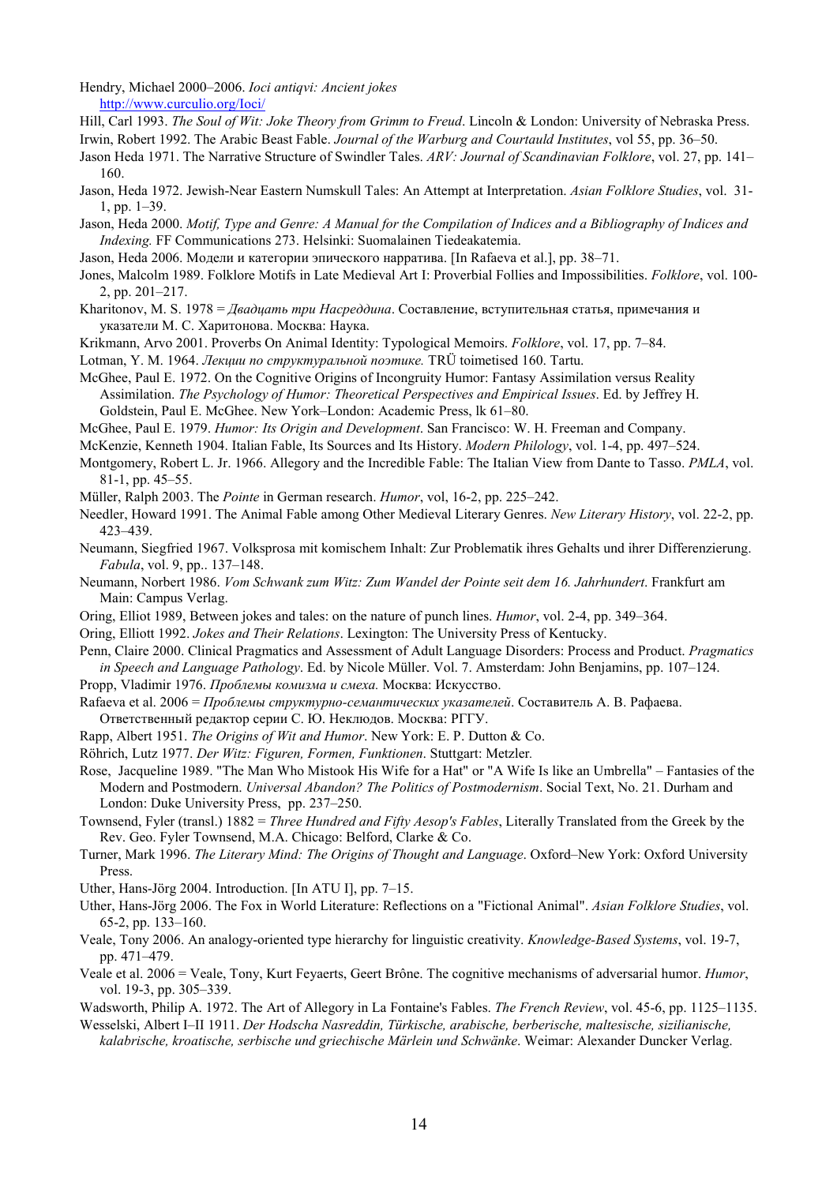Hendry, Michael 2000–2006. *Ioci antiqvi: Ancient jokes*
http://www.curculio.org/Ioci/

Hill, Carl 1993. *The Soul of Wit: Joke Theory from Grimm to Freud*. Lincoln & London: University of Nebraska Press.

Irwin, Robert 1992. The Arabic Beast Fable. *Journal of the Warburg and Courtauld Institutes*, vol 55, pp. 36–50.

Jason Heda 1971. The Narrative Structure of Swindler Tales. *ARV: Journal of Scandinavian Folklore*, vol. 27, pp. 141–160.

Jason, Heda 1972. Jewish-Near Eastern Numskull Tales: An Attempt at Interpretation. *Asian Folklore Studies*, vol. 31-1, pp. 1–39.

Jason, Heda 2000. *Motif, Type and Genre: A Manual for the Compilation of Indices and a Bibliography of Indices and Indexing.* FF Communications 273. Helsinki: Suomalainen Tiedeakatemia.

Jason, Heda 2006. Модели и категории эпического нарратива. [In Rafaeva et al.], pp. 38–71.

Jones, Malcolm 1989. Folklore Motifs in Late Medieval Art I: Proverbial Follies and Impossibilities. *Folklore*, vol. 100-2, pp. 201–217.

Kharitonov, M. S. 1978 = *Двадцать три Насреддина*. Составление, вступительная статья, примечания и указатели М. С. Харитонова. Москва: Наука.

Krikmann, Arvo 2001. Proverbs On Animal Identity: Typological Memoirs. *Folklore*, vol. 17, pp. 7–84.

Lotman, Y. M. 1964. *Лекции по структуральной поэтике.* TRÜ toimetised 160. Tartu.

McGhee, Paul E. 1972. On the Cognitive Origins of Incongruity Humor: Fantasy Assimilation versus Reality Assimilation. *The Psychology of Humor: Theoretical Perspectives and Empirical Issues*. Ed. by Jeffrey H. Goldstein, Paul E. McGhee. New York–London: Academic Press, lk 61–80.

McGhee, Paul E. 1979. *Humor: Its Origin and Development*. San Francisco: W. H. Freeman and Company.

McKenzie, Kenneth 1904. Italian Fable, Its Sources and Its History. *Modern Philology*, vol. 1-4, pp. 497–524.

Montgomery, Robert L. Jr. 1966. Allegory and the Incredible Fable: The Italian View from Dante to Tasso. *PMLA*, vol. 81-1, pp. 45–55.

Müller, Ralph 2003. The *Pointe* in German research. *Humor*, vol, 16-2, pp. 225–242.

Needler, Howard 1991. The Animal Fable among Other Medieval Literary Genres. *New Literary History*, vol. 22-2, pp. 423–439.

Neumann, Siegfried 1967. Volksprosa mit komischem Inhalt: Zur Problematik ihres Gehalts und ihrer Differenzierung. *Fabula*, vol. 9, pp.. 137–148.

Neumann, Norbert 1986. *Vom Schwank zum Witz: Zum Wandel der Pointe seit dem 16. Jahrhundert*. Frankfurt am Main: Campus Verlag.

Oring, Elliot 1989, Between jokes and tales: on the nature of punch lines. *Humor*, vol. 2-4, pp. 349–364.

Oring, Elliott 1992. *Jokes and Their Relations*. Lexington: The University Press of Kentucky.

Penn, Claire 2000. Clinical Pragmatics and Assessment of Adult Language Disorders: Process and Product. *Pragmatics in Speech and Language Pathology*. Ed. by Nicole Müller. Vol. 7. Amsterdam: John Benjamins, pp. 107–124.

Propp, Vladimir 1976. *Проблемы комизма и смеха.* Москва: Искусство.

Rafaeva et al. 2006 = *Проблемы структурно-семантических указателей*. Составитель А. В. Рафаева. Ответственный редактор серии С. Ю. Неклюдов. Москва: РГГУ.

Rapp, Albert 1951. *The Origins of Wit and Humor*. New York: E. P. Dutton & Co.

Röhrich, Lutz 1977. *Der Witz: Figuren, Formen, Funktionen*. Stuttgart: Metzler.

Rose, Jacqueline 1989. "The Man Who Mistook His Wife for a Hat" or "A Wife Is like an Umbrella" – Fantasies of the Modern and Postmodern. *Universal Abandon? The Politics of Postmodernism*. Social Text, No. 21. Durham and London: Duke University Press, pp. 237–250.

Townsend, Fyler (transl.) 1882 = *Three Hundred and Fifty Aesop's Fables*, Literally Translated from the Greek by the Rev. Geo. Fyler Townsend, M.A. Chicago: Belford, Clarke & Co.

Turner, Mark 1996. *The Literary Mind: The Origins of Thought and Language*. Oxford–New York: Oxford University Press.

Uther, Hans-Jörg 2004. Introduction. [In ATU I], pp. 7–15.

Uther, Hans-Jörg 2006. The Fox in World Literature: Reflections on a "Fictional Animal". *Asian Folklore Studies*, vol. 65-2, pp. 133–160.

Veale, Tony 2006. An analogy-oriented type hierarchy for linguistic creativity. *Knowledge-Based Systems*, vol. 19-7, pp. 471–479.

Veale et al. 2006 = Veale, Tony, Kurt Feyaerts, Geert Brône. The cognitive mechanisms of adversarial humor. *Humor*, vol. 19-3, pp. 305–339.

Wadsworth, Philip A. 1972. The Art of Allegory in La Fontaine's Fables. *The French Review*, vol. 45-6, pp. 1125–1135.

Wesselski, Albert I–II 1911. *Der Hodscha Nasreddin, Türkische, arabische, berberische, maltesische, sizilianische, kalabrische, kroatische, serbische und griechische Märlein und Schwänke*. Weimar: Alexander Duncker Verlag.